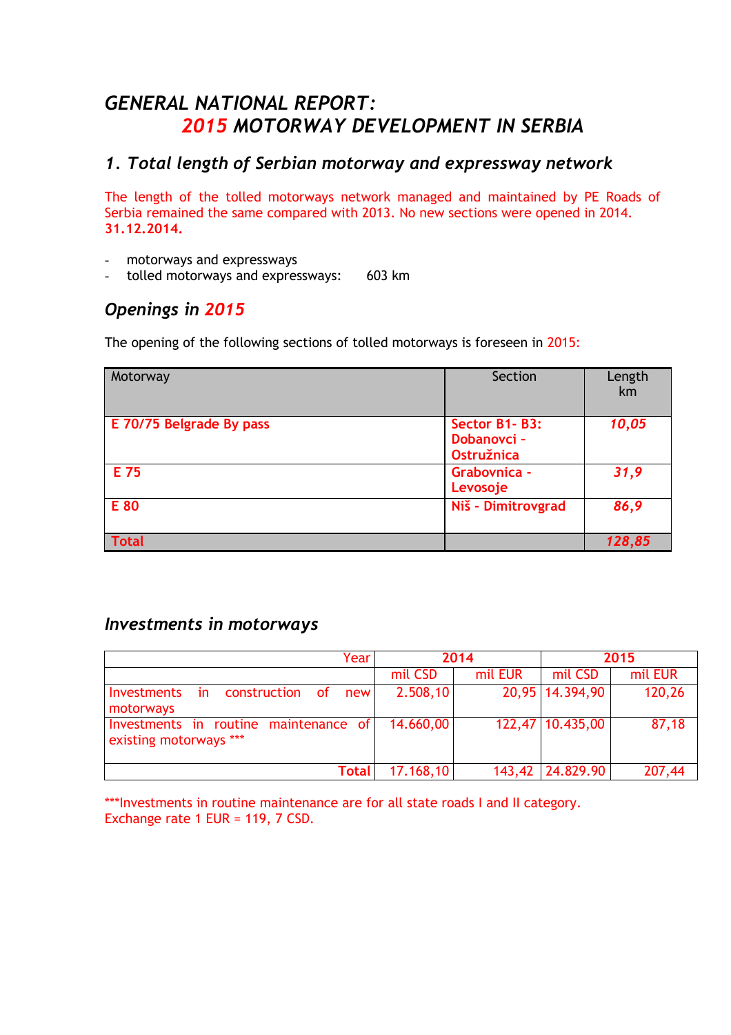# *GENERAL NATIONAL REPORT:*
# *2015 MOTORWAY DEVELOPMENT IN SERBIA*

## *1. Total length of Serbian motorway and expressway network*

The length of the tolled motorways network managed and maintained by PE Roads of Serbia remained the same compared with 2013. No new sections were opened in 2014.
**31.12.2014.**

- motorways and expressways
- tolled motorways and expressways: 603 km

## *Openings in 2015*

The opening of the following sections of tolled motorways is foreseen in 2015:

| Motorway | Section | Length km |
|---|---|---|
| **E 70/75 Belgrade By pass** | **Sector B1- B3: Dobanovci - Ostružnica** | ***10,05*** |
| **E 75** | **Grabovnica - Levosoje** | ***31,9*** |
| **E 80** | **Niš - Dimitrovgrad** | ***86,9*** |
| **Total** | | ***128,85*** |

## *Investments in motorways*

| Year | 2014 | | 2015 | |
|---|---|---|---|---|
| | mil CSD | mil EUR | mil CSD | mil EUR |
| Investments in construction of new motorways | 2.508,10 | 20,95 | 14.394,90 | 120,26 |
| Investments in routine maintenance of existing motorways *** | 14.660,00 | 122,47 | 10.435,00 | 87,18 |
| Total | 17.168,10 | 143,42 | 24.829.90 | 207,44 |

***Investments in routine maintenance are for all state roads I and II category.
Exchange rate 1 EUR = 119, 7 CSD.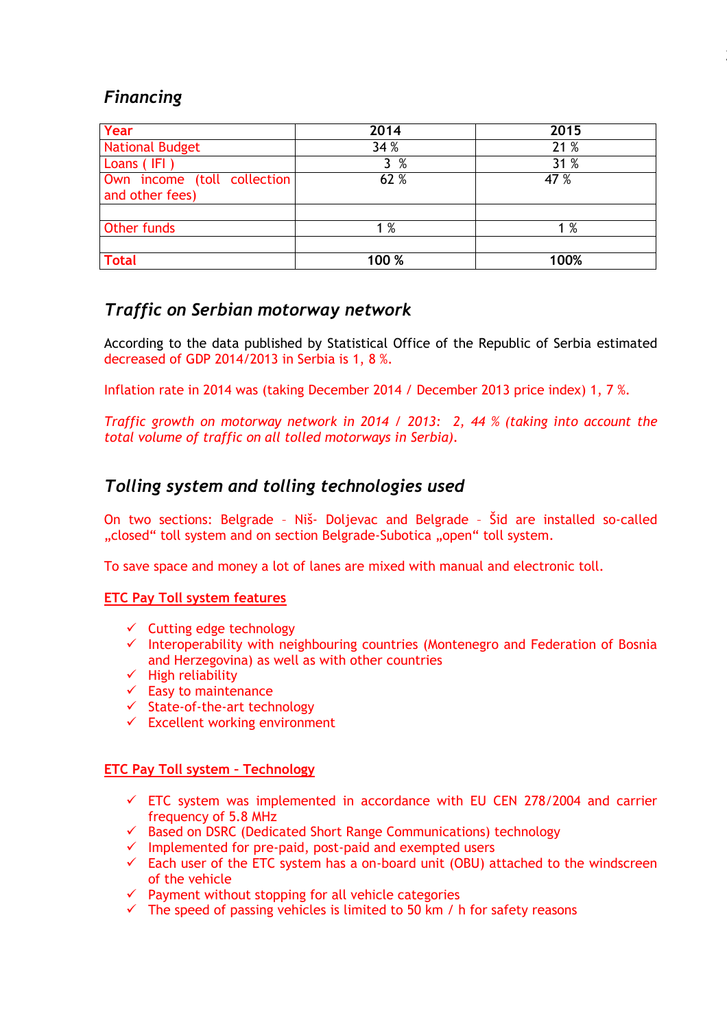## *Financing*

| Year | 2014 | 2015 |
|---|---|---|
| National Budget | 34 % | 21 % |
| Loans ( IFI ) | 3 % | 31 % |
| Own income (toll collection and other fees) | 62 % | 47 % |
| | | |
| Other funds | 1 % | 1 % |
| | | |
| **Total** | **100 %** | **100%** |

## *Traffic on Serbian motorway network*

According to the data published by Statistical Office of the Republic of Serbia estimated decreased of GDP 2014/2013 in Serbia is 1, 8 %.

Inflation rate in 2014 was (taking December 2014 / December 2013 price index) 1, 7 %.

*Traffic growth on motorway network in 2014 / 2013: 2, 44 % (taking into account the total volume of traffic on all tolled motorways in Serbia).*

## *Tolling system and tolling technologies used*

On two sections: Belgrade – Niš- Doljevac and Belgrade – Šid are installed so-called „closed“ toll system and on section Belgrade-Subotica „open“ toll system.

To save space and money a lot of lanes are mixed with manual and electronic toll.

**ETC Pay Toll system features**

- ✓ Cutting edge technology
- ✓ Interoperability with neighbouring countries (Montenegro and Federation of Bosnia and Herzegovina) as well as with other countries
- ✓ High reliability
- ✓ Easy to maintenance
- ✓ State-of-the-art technology
- ✓ Excellent working environment

**ETC Pay Toll system – Technology**

- ✓ ETC system was implemented in accordance with EU CEN 278/2004 and carrier frequency of 5.8 MHz
- ✓ Based on DSRC (Dedicated Short Range Communications) technology
- ✓ Implemented for pre-paid, post-paid and exempted users
- ✓ Each user of the ETC system has a on-board unit (OBU) attached to the windscreen of the vehicle
- ✓ Payment without stopping for all vehicle categories
- ✓ The speed of passing vehicles is limited to 50 km / h for safety reasons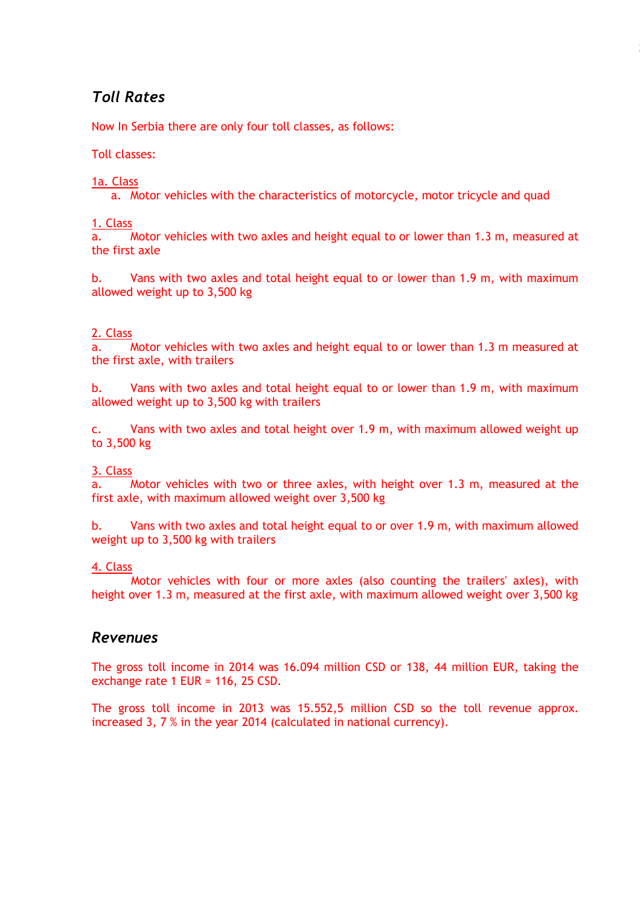## *Toll Rates*

Now In Serbia there are only four toll classes, as follows:

Toll classes:

<u>1a. Class</u>

a. Motor vehicles with the characteristics of motorcycle, motor tricycle and quad

<u>1. Class</u>

a. Motor vehicles with two axles and height equal to or lower than 1.3 m, measured at the first axle

b. Vans with two axles and total height equal to or lower than 1.9 m, with maximum allowed weight up to 3,500 kg

<u>2. Class</u>

a. Motor vehicles with two axles and height equal to or lower than 1.3 m measured at the first axle, with trailers

b. Vans with two axles and total height equal to or lower than 1.9 m, with maximum allowed weight up to 3,500 kg with trailers

c. Vans with two axles and total height over 1.9 m, with maximum allowed weight up to 3,500 kg

<u>3. Class</u>

a. Motor vehicles with two or three axles, with height over 1.3 m, measured at the first axle, with maximum allowed weight over 3,500 kg

b. Vans with two axles and total height equal to or over 1.9 m, with maximum allowed weight up to 3,500 kg with trailers

<u>4. Class</u>

Motor vehicles with four or more axles (also counting the trailers' axles), with height over 1.3 m, measured at the first axle, with maximum allowed weight over 3,500 kg

## *Revenues*

The gross toll income in 2014 was 16.094 million CSD or 138, 44 million EUR, taking the exchange rate 1 EUR = 116, 25 CSD.

The gross toll income in 2013 was 15.552,5 million CSD so the toll revenue approx. increased 3, 7 % in the year 2014 (calculated in national currency).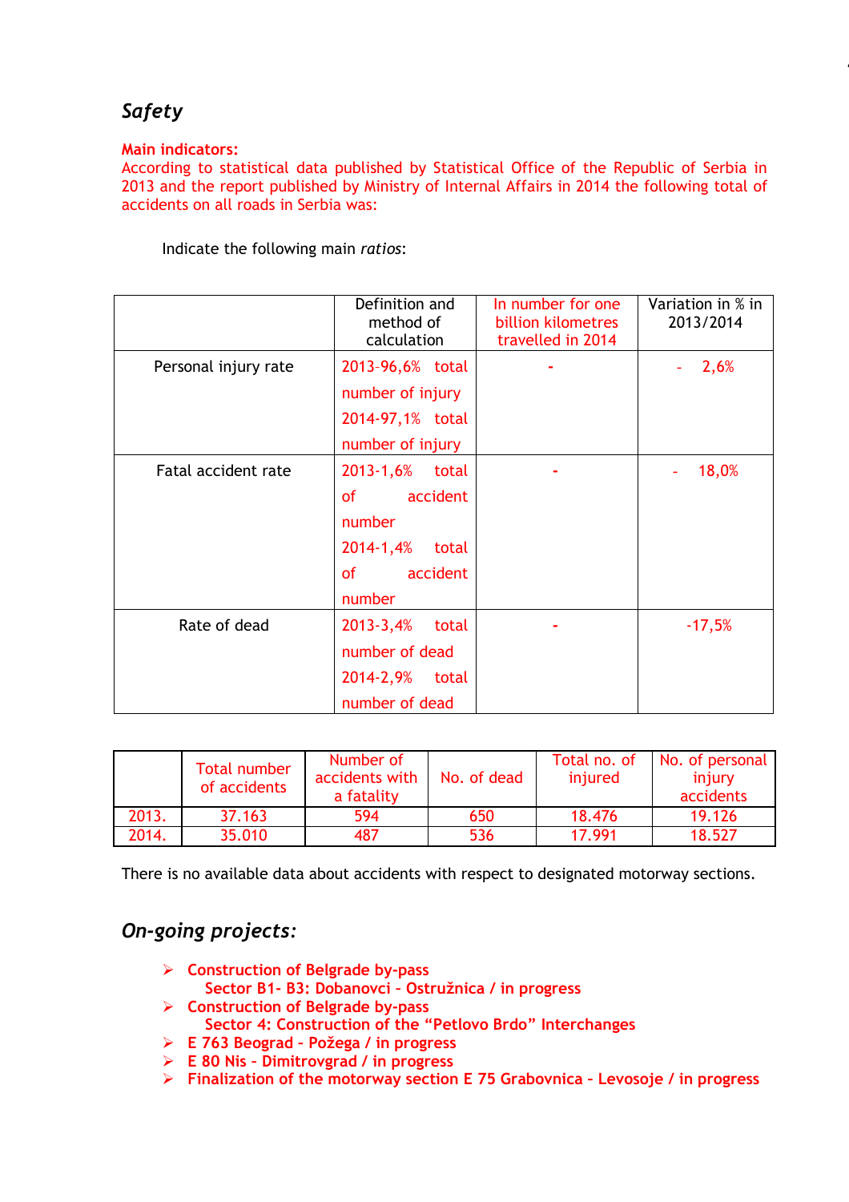## *Safety*

**Main indicators:**

According to statistical data published by Statistical Office of the Republic of Serbia in 2013 and the report published by Ministry of Internal Affairs in 2014 the following total of accidents on all roads in Serbia was:

Indicate the following main *ratios*:

| | Definition and method of calculation | In number for one billion kilometres travelled in 2014 | Variation in % in 2013/2014 |
|---|---|---|---|
| Personal injury rate | 2013-96,6% total number of injury 2014-97,1% total number of injury | - | - 2,6% |
| Fatal accident rate | 2013-1,6% total of accident number 2014-1,4% total of accident number | - | - 18,0% |
| Rate of dead | 2013-3,4% total number of dead 2014-2,9% total number of dead | - | -17,5% |

| | Total number of accidents | Number of accidents with a fatality | No. of dead | Total no. of injured | No. of personal injury accidents |
|---|---|---|---|---|---|
| 2013. | 37.163 | 594 | 650 | 18.476 | 19.126 |
| 2014. | 35.010 | 487 | 536 | 17.991 | 18.527 |

There is no available data about accidents with respect to designated motorway sections.

## *On-going projects:*

- **Construction of Belgrade by-pass**
  **Sector B1- B3: Dobanovci - Ostružnica / in progress**
- **Construction of Belgrade by-pass**
  **Sector 4: Construction of the "Petlovo Brdo" Interchanges**
- **E 763 Beograd - Požega / in progress**
- **E 80 Nis - Dimitrovgrad / in progress**
- **Finalization of the motorway section E 75 Grabovnica – Levosoje / in progress**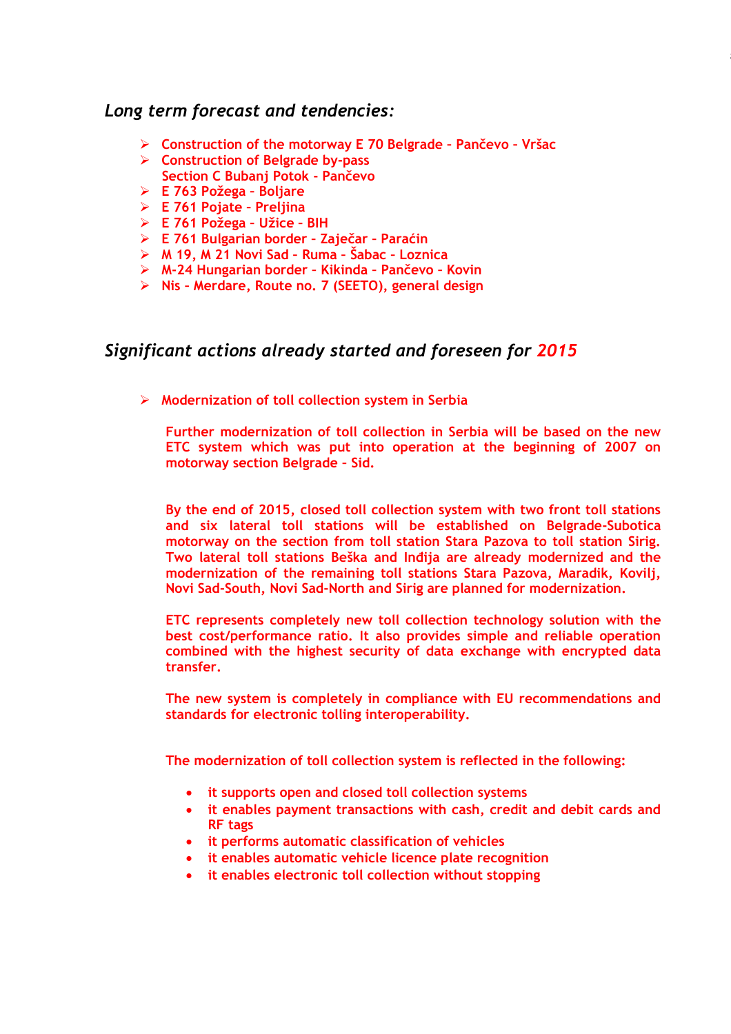## *Long term forecast and tendencies:*

- **Construction of the motorway E 70 Belgrade – Pančevo – Vršac**
- **Construction of Belgrade by-pass**
  **Section C Bubanj Potok - Pančevo**
- **E 763 Požega – Boljare**
- **E 761 Pojate – Preljina**
- **E 761 Požega – Užice – BIH**
- **E 761 Bulgarian border – Zaječar – Paraćin**
- **M 19, M 21 Novi Sad – Ruma – Šabac – Loznica**
- **M-24 Hungarian border – Kikinda – Pančevo – Kovin**
- **Nis – Merdare, Route no. 7 (SEETO), general design**

## *Significant actions already started and foreseen for 2015*

- **Modernization of toll collection system in Serbia**

**Further modernization of toll collection in Serbia will be based on the new ETC system which was put into operation at the beginning of 2007 on motorway section Belgrade – Sid.**

**By the end of 2015, closed toll collection system with two front toll stations and six lateral toll stations will be established on Belgrade-Subotica motorway on the section from toll station Stara Pazova to toll station Sirig. Two lateral toll stations Beška and Inđija are already modernized and the modernization of the remaining toll stations Stara Pazova, Maradik, Kovilj, Novi Sad-South, Novi Sad-North and Sirig are planned for modernization.**

**ETC represents completely new toll collection technology solution with the best cost/performance ratio. It also provides simple and reliable operation combined with the highest security of data exchange with encrypted data transfer.**

**The new system is completely in compliance with EU recommendations and standards for electronic tolling interoperability.**

**The modernization of toll collection system is reflected in the following:**

- **it supports open and closed toll collection systems**
- **it enables payment transactions with cash, credit and debit cards and RF tags**
- **it performs automatic classification of vehicles**
- **it enables automatic vehicle licence plate recognition**
- **it enables electronic toll collection without stopping**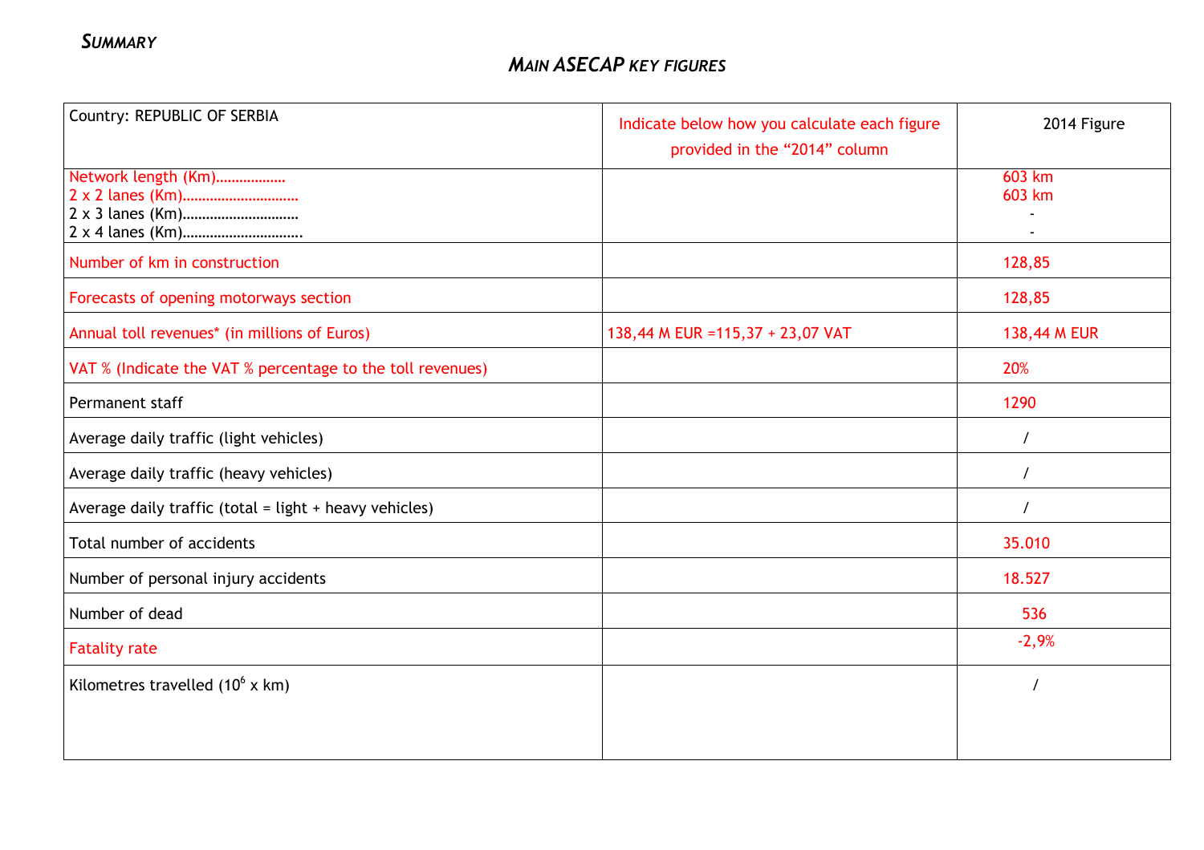*SUMMARY*

## *MAIN ASECAP KEY FIGURES*

| Country: REPUBLIC OF SERBIA | Indicate below how you calculate each figure provided in the "2014" column | 2014 Figure |
|---|---|---|
| Network length (Km)………………<br>2 x 2 lanes (Km)…………………………<br>2 x 3 lanes (Km)…………………………<br>2 x 4 lanes (Km)…………………………. | | 603 km<br>603 km<br>-<br>- |
| Number of km in construction | | 128,85 |
| Forecasts of opening motorways section | | 128,85 |
| Annual toll revenues* (in millions of Euros) | 138,44 M EUR =115,37 + 23,07 VAT | 138,44 M EUR |
| VAT % (Indicate the VAT % percentage to the toll revenues) | | 20% |
| Permanent staff | | 1290 |
| Average daily traffic (light vehicles) | | / |
| Average daily traffic (heavy vehicles) | | / |
| Average daily traffic (total = light + heavy vehicles) | | / |
| Total number of accidents | | 35.010 |
| Number of personal injury accidents | | 18.527 |
| Number of dead | | 536 |
| Fatality rate | | -2,9% |
| Kilometres travelled ($10^6$ x km) | | / |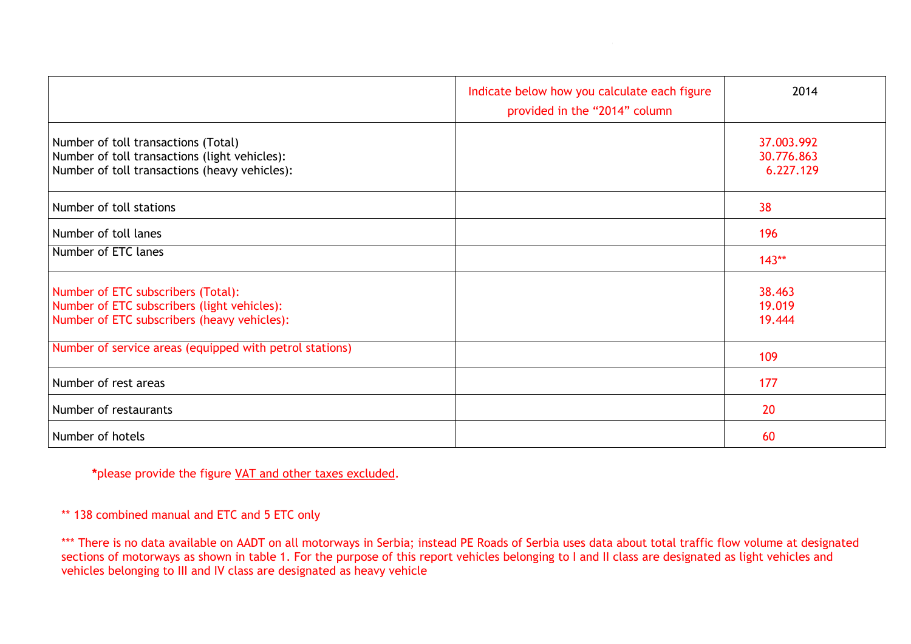| | Indicate below how you calculate each figure provided in the "2014" column | 2014 |
|---|---|---|
| Number of toll transactions (Total)<br>Number of toll transactions (light vehicles):<br>Number of toll transactions (heavy vehicles): | | 37.003.992<br>30.776.863<br>6.227.129 |
| Number of toll stations | | 38 |
| Number of toll lanes | | 196 |
| Number of ETC lanes | | 143** |
| Number of ETC subscribers (Total):<br>Number of ETC subscribers (light vehicles):<br>Number of ETC subscribers (heavy vehicles): | | 38.463<br>19.019<br>19.444 |
| Number of service areas (equipped with petrol stations) | | 109 |
| Number of rest areas | | 177 |
| Number of restaurants | | 20 |
| Number of hotels | | 60 |

***please provide the figure VAT and other taxes excluded.**

** 138 combined manual and ETC and 5 ETC only

*** There is no data available on AADT on all motorways in Serbia; instead PE Roads of Serbia uses data about total traffic flow volume at designated sections of motorways as shown in table 1. For the purpose of this report vehicles belonging to I and II class are designated as light vehicles and vehicles belonging to III and IV class are designated as heavy vehicle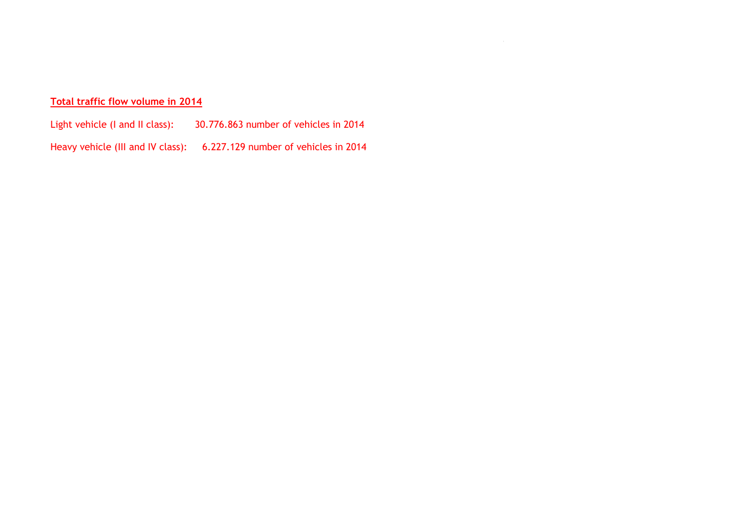**Total traffic flow volume in 2014**

Light vehicle (I and II class): 30.776.863 number of vehicles in 2014

Heavy vehicle (III and IV class): 6.227.129 number of vehicles in 2014